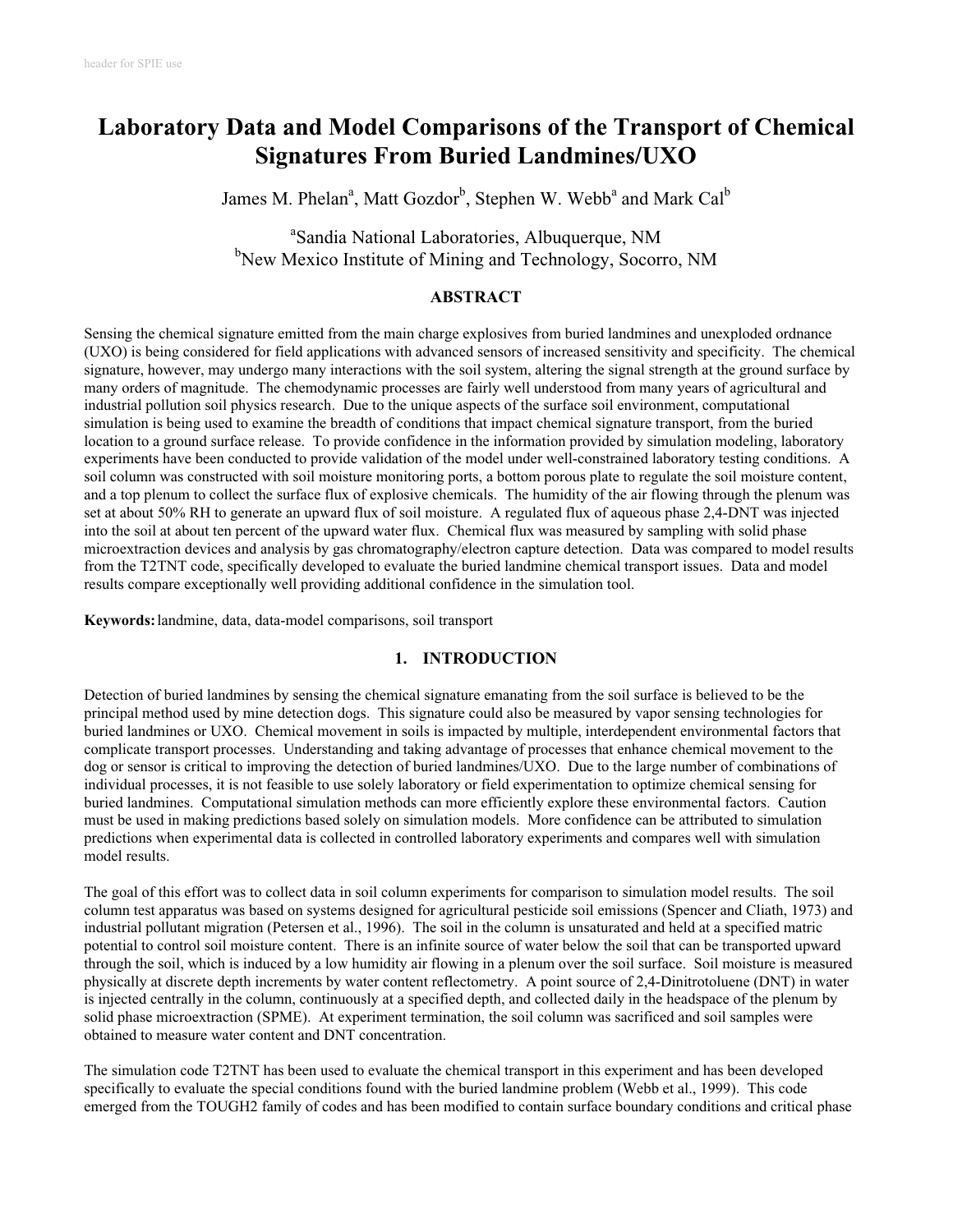# Laboratory Data and Model Comparisons of the Transport of Chemical Signatures From Buried Landmines/UXO

James M. Phelan[a], Matt Gozdor[b], Stephen W. Webb[a] and Mark Cal[b]

[a]Sandia National Laboratories, Albuquerque, NM
[b]New Mexico Institute of Mining and Technology, Socorro, NM

## ABSTRACT

Sensing the chemical signature emitted from the main charge explosives from buried landmines and unexploded ordnance (UXO) is being considered for field applications with advanced sensors of increased sensitivity and specificity. The chemical signature, however, may undergo many interactions with the soil system, altering the signal strength at the ground surface by many orders of magnitude. The chemodynamic processes are fairly well understood from many years of agricultural and industrial pollution soil physics research. Due to the unique aspects of the surface soil environment, computational simulation is being used to examine the breadth of conditions that impact chemical signature transport, from the buried location to a ground surface release. To provide confidence in the information provided by simulation modeling, laboratory experiments have been conducted to provide validation of the model under well-constrained laboratory testing conditions. A soil column was constructed with soil moisture monitoring ports, a bottom porous plate to regulate the soil moisture content, and a top plenum to collect the surface flux of explosive chemicals. The humidity of the air flowing through the plenum was set at about 50% RH to generate an upward flux of soil moisture. A regulated flux of aqueous phase 2,4-DNT was injected into the soil at about ten percent of the upward water flux. Chemical flux was measured by sampling with solid phase microextraction devices and analysis by gas chromatography/electron capture detection. Data was compared to model results from the T2TNT code, specifically developed to evaluate the buried landmine chemical transport issues. Data and model results compare exceptionally well providing additional confidence in the simulation tool.

**Keywords:** landmine, data, data-model comparisons, soil transport

## 1. INTRODUCTION

Detection of buried landmines by sensing the chemical signature emanating from the soil surface is believed to be the principal method used by mine detection dogs. This signature could also be measured by vapor sensing technologies for buried landmines or UXO. Chemical movement in soils is impacted by multiple, interdependent environmental factors that complicate transport processes. Understanding and taking advantage of processes that enhance chemical movement to the dog or sensor is critical to improving the detection of buried landmines/UXO. Due to the large number of combinations of individual processes, it is not feasible to use solely laboratory or field experimentation to optimize chemical sensing for buried landmines. Computational simulation methods can more efficiently explore these environmental factors. Caution must be used in making predictions based solely on simulation models. More confidence can be attributed to simulation predictions when experimental data is collected in controlled laboratory experiments and compares well with simulation model results.

The goal of this effort was to collect data in soil column experiments for comparison to simulation model results. The soil column test apparatus was based on systems designed for agricultural pesticide soil emissions (Spencer and Cliath, 1973) and industrial pollutant migration (Petersen et al., 1996). The soil in the column is unsaturated and held at a specified matric potential to control soil moisture content. There is an infinite source of water below the soil that can be transported upward through the soil, which is induced by a low humidity air flowing in a plenum over the soil surface. Soil moisture is measured physically at discrete depth increments by water content reflectometry. A point source of 2,4-Dinitrotoluene (DNT) in water is injected centrally in the column, continuously at a specified depth, and collected daily in the headspace of the plenum by solid phase microextraction (SPME). At experiment termination, the soil column was sacrificed and soil samples were obtained to measure water content and DNT concentration.

The simulation code T2TNT has been used to evaluate the chemical transport in this experiment and has been developed specifically to evaluate the special conditions found with the buried landmine problem (Webb et al., 1999). This code emerged from the TOUGH2 family of codes and has been modified to contain surface boundary conditions and critical phase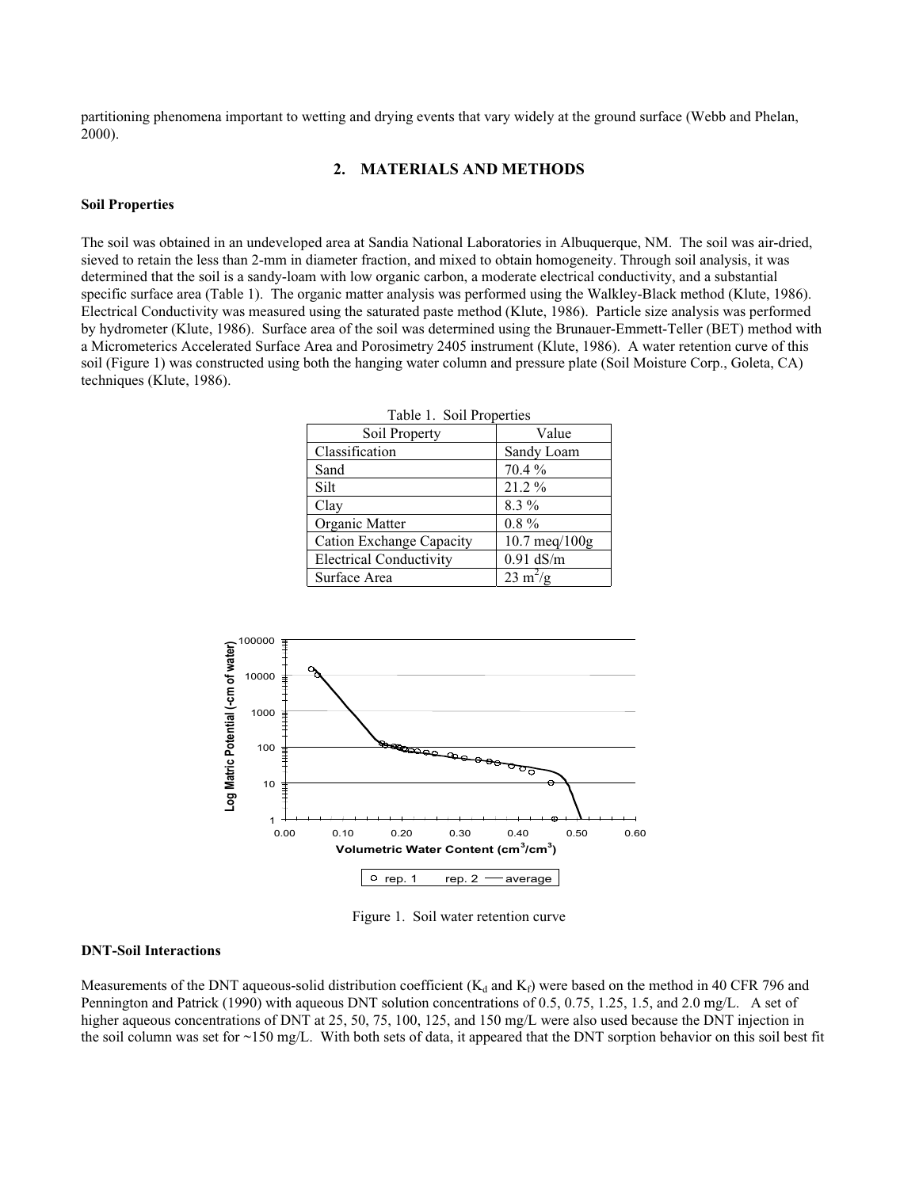partitioning phenomena important to wetting and drying events that vary widely at the ground surface (Webb and Phelan, 2000).

## 2. MATERIALS AND METHODS

**Soil Properties**

The soil was obtained in an undeveloped area at Sandia National Laboratories in Albuquerque, NM. The soil was air-dried, sieved to retain the less than 2-mm in diameter fraction, and mixed to obtain homogeneity. Through soil analysis, it was determined that the soil is a sandy-loam with low organic carbon, a moderate electrical conductivity, and a substantial specific surface area (Table 1). The organic matter analysis was performed using the Walkley-Black method (Klute, 1986). Electrical Conductivity was measured using the saturated paste method (Klute, 1986). Particle size analysis was performed by hydrometer (Klute, 1986). Surface area of the soil was determined using the Brunauer-Emmett-Teller (BET) method with a Micrometerics Accelerated Surface Area and Porosimetry 2405 instrument (Klute, 1986). A water retention curve of this soil (Figure 1) was constructed using both the hanging water column and pressure plate (Soil Moisture Corp., Goleta, CA) techniques (Klute, 1986).

Table 1. Soil Properties

| Soil Property | Value |
|---|---|
| Classification | Sandy Loam |
| Sand | 70.4 % |
| Silt | 21.2 % |
| Clay | 8.3 % |
| Organic Matter | 0.8 % |
| Cation Exchange Capacity | 10.7 meq/100g |
| Electrical Conductivity | 0.91 dS/m |
| Surface Area | 23 $m^2/g$ |

Log Matric Potential (-cm of water)

100000
10000
1000
100
10
1

0.00 0.10 0.20 0.30 0.40 0.50 0.60

Volumetric Water Content ($cm^3/cm^3$)

rep. 1 rep. 2 average

Figure 1. Soil water retention curve

**DNT-Soil Interactions**

Measurements of the DNT aqueous-solid distribution coefficient ($K_d$ and $K_f$) were based on the method in 40 CFR 796 and Pennington and Patrick (1990) with aqueous DNT solution concentrations of 0.5, 0.75, 1.25, 1.5, and 2.0 mg/L. A set of higher aqueous concentrations of DNT at 25, 50, 75, 100, 125, and 150 mg/L were also used because the DNT injection in the soil column was set for ~150 mg/L. With both sets of data, it appeared that the DNT sorption behavior on this soil best fit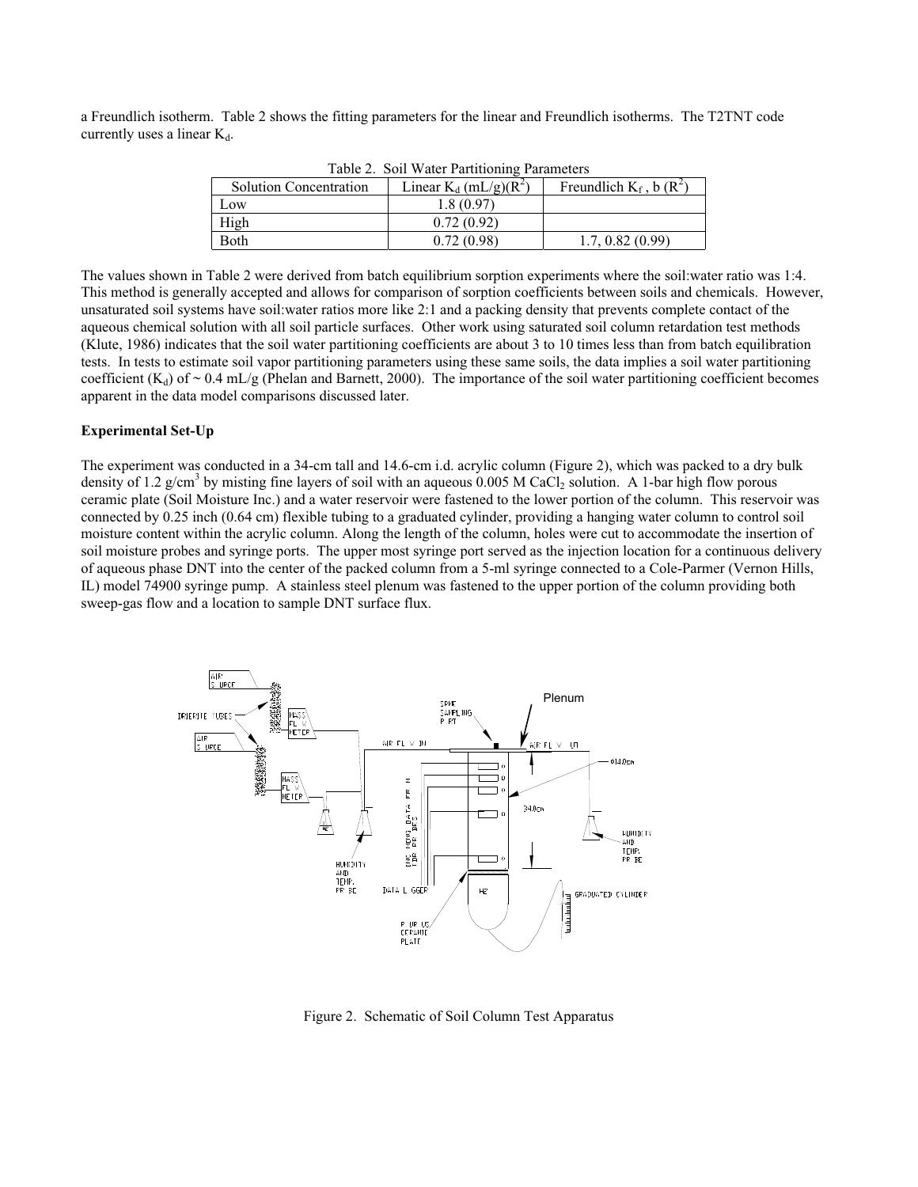a Freundlich isotherm. Table 2 shows the fitting parameters for the linear and Freundlich isotherms. The T2TNT code currently uses a linear $K_d$.

Table 2. Soil Water Partitioning Parameters

| Solution Concentration | Linear $K_d$ (mL/g)($R^2$) | Freundlich $K_f$ , b ($R^2$) |
| --- | --- | --- |
| Low | 1.8 (0.97) | |
| High | 0.72 (0.92) | |
| Both | 0.72 (0.98) | 1.7, 0.82 (0.99) |

The values shown in Table 2 were derived from batch equilibrium sorption experiments where the soil:water ratio was 1:4. This method is generally accepted and allows for comparison of sorption coefficients between soils and chemicals. However, unsaturated soil systems have soil:water ratios more like 2:1 and a packing density that prevents complete contact of the aqueous chemical solution with all soil particle surfaces. Other work using saturated soil column retardation test methods (Klute, 1986) indicates that the soil water partitioning coefficients are about 3 to 10 times less than from batch equilibration tests. In tests to estimate soil vapor partitioning parameters using these same soils, the data implies a soil water partitioning coefficient ($K_d$) of ~ 0.4 mL/g (Phelan and Barnett, 2000). The importance of the soil water partitioning coefficient becomes apparent in the data model comparisons discussed later.

**Experimental Set-Up**

The experiment was conducted in a 34-cm tall and 14.6-cm i.d. acrylic column (Figure 2), which was packed to a dry bulk density of 1.2 g/cm$^3$ by misting fine layers of soil with an aqueous 0.005 M $CaCl_2$ solution. A 1-bar high flow porous ceramic plate (Soil Moisture Inc.) and a water reservoir were fastened to the lower portion of the column. This reservoir was connected by 0.25 inch (0.64 cm) flexible tubing to a graduated cylinder, providing a hanging water column to control soil moisture content within the acrylic column. Along the length of the column, holes were cut to accommodate the insertion of soil moisture probes and syringe ports. The upper most syringe port served as the injection location for a continuous delivery of aqueous phase DNT into the center of the packed column from a 5-ml syringe connected to a Cole-Parmer (Vernon Hills, IL) model 74900 syringe pump. A stainless steel plenum was fastened to the upper portion of the column providing both sweep-gas flow and a location to sample DNT surface flux.

Figure 2. Schematic of Soil Column Test Apparatus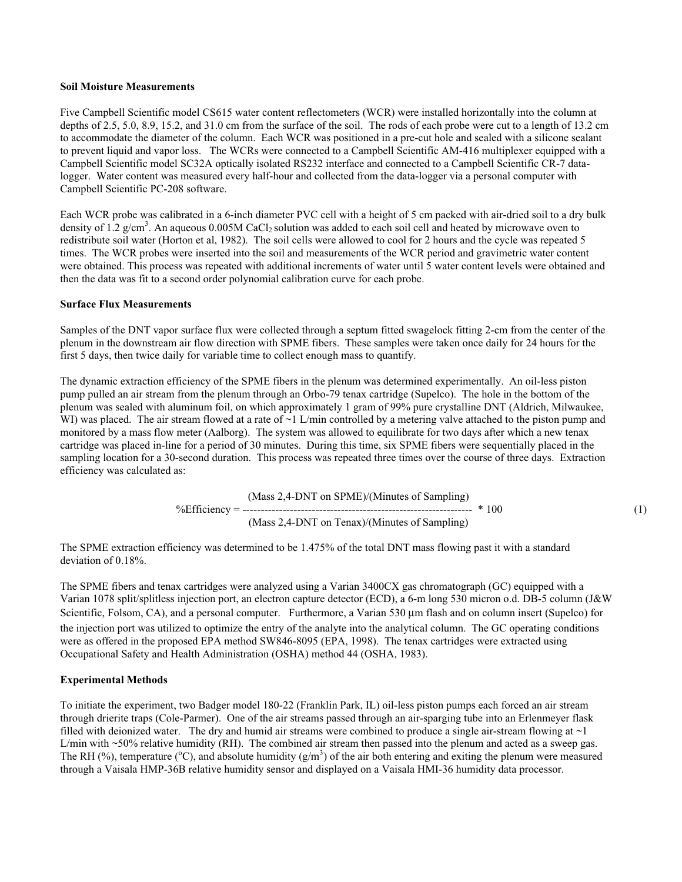**Soil Moisture Measurements**

Five Campbell Scientific model CS615 water content reflectometers (WCR) were installed horizontally into the column at depths of 2.5, 5.0, 8.9, 15.2, and 31.0 cm from the surface of the soil. The rods of each probe were cut to a length of 13.2 cm to accommodate the diameter of the column. Each WCR was positioned in a pre-cut hole and sealed with a silicone sealant to prevent liquid and vapor loss. The WCRs were connected to a Campbell Scientific AM-416 multiplexer equipped with a Campbell Scientific model SC32A optically isolated RS232 interface and connected to a Campbell Scientific CR-7 data-logger. Water content was measured every half-hour and collected from the data-logger via a personal computer with Campbell Scientific PC-208 software.

Each WCR probe was calibrated in a 6-inch diameter PVC cell with a height of 5 cm packed with air-dried soil to a dry bulk density of 1.2 $g/cm^3$. An aqueous 0.005M $CaCl_2$ solution was added to each soil cell and heated by microwave oven to redistribute soil water (Horton et al, 1982). The soil cells were allowed to cool for 2 hours and the cycle was repeated 5 times. The WCR probes were inserted into the soil and measurements of the WCR period and gravimetric water content were obtained. This process was repeated with additional increments of water until 5 water content levels were obtained and then the data was fit to a second order polynomial calibration curve for each probe.

**Surface Flux Measurements**

Samples of the DNT vapor surface flux were collected through a septum fitted swagelock fitting 2-cm from the center of the plenum in the downstream air flow direction with SPME fibers. These samples were taken once daily for 24 hours for the first 5 days, then twice daily for variable time to collect enough mass to quantify.

The dynamic extraction efficiency of the SPME fibers in the plenum was determined experimentally. An oil-less piston pump pulled an air stream from the plenum through an Orbo-79 tenax cartridge (Supelco). The hole in the bottom of the plenum was sealed with aluminum foil, on which approximately 1 gram of 99% pure crystalline DNT (Aldrich, Milwaukee, WI) was placed. The air stream flowed at a rate of ~1 L/min controlled by a metering valve attached to the piston pump and monitored by a mass flow meter (Aalborg). The system was allowed to equilibrate for two days after which a new tenax cartridge was placed in-line for a period of 30 minutes. During this time, six SPME fibers were sequentially placed in the sampling location for a 30-second duration. This process was repeated three times over the course of three days. Extraction efficiency was calculated as:

$$\%\text{Efficiency} = \frac{(\text{Mass 2,4-DNT on SPME})/(\text{Minutes of Sampling})}{(\text{Mass 2,4-DNT on Tenax})/(\text{Minutes of Sampling})} * 100 \qquad (1)$$

The SPME extraction efficiency was determined to be 1.475% of the total DNT mass flowing past it with a standard deviation of 0.18%.

The SPME fibers and tenax cartridges were analyzed using a Varian 3400CX gas chromatograph (GC) equipped with a Varian 1078 split/splitless injection port, an electron capture detector (ECD), a 6-m long 530 micron o.d. DB-5 column (J&W Scientific, Folsom, CA), and a personal computer. Furthermore, a Varian 530 µm flash and on column insert (Supelco) for the injection port was utilized to optimize the entry of the analyte into the analytical column. The GC operating conditions were as offered in the proposed EPA method SW846-8095 (EPA, 1998). The tenax cartridges were extracted using Occupational Safety and Health Administration (OSHA) method 44 (OSHA, 1983).

**Experimental Methods**

To initiate the experiment, two Badger model 180-22 (Franklin Park, IL) oil-less piston pumps each forced an air stream through drierite traps (Cole-Parmer). One of the air streams passed through an air-sparging tube into an Erlenmeyer flask filled with deionized water. The dry and humid air streams were combined to produce a single air-stream flowing at ~1 L/min with ~50% relative humidity (RH). The combined air stream then passed into the plenum and acted as a sweep gas. The RH (%), temperature ($^oC$), and absolute humidity ($g/m^3$) of the air both entering and exiting the plenum were measured through a Vaisala HMP-36B relative humidity sensor and displayed on a Vaisala HMI-36 humidity data processor.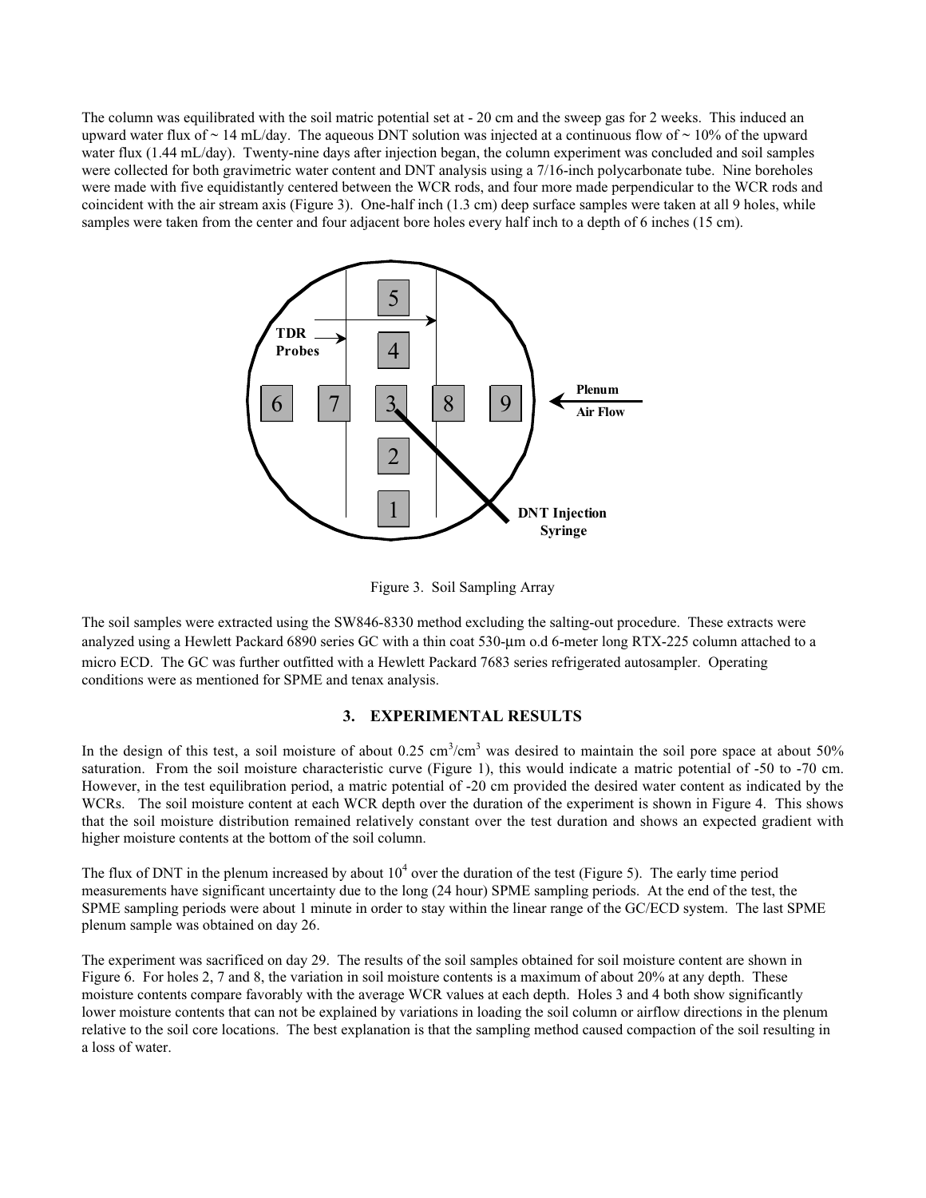The column was equilibrated with the soil matric potential set at - 20 cm and the sweep gas for 2 weeks. This induced an upward water flux of ~ 14 mL/day. The aqueous DNT solution was injected at a continuous flow of ~ 10% of the upward water flux (1.44 mL/day). Twenty-nine days after injection began, the column experiment was concluded and soil samples were collected for both gravimetric water content and DNT analysis using a 7/16-inch polycarbonate tube. Nine boreholes were made with five equidistantly centered between the WCR rods, and four more made perpendicular to the WCR rods and coincident with the air stream axis (Figure 3). One-half inch (1.3 cm) deep surface samples were taken at all 9 holes, while samples were taken from the center and four adjacent bore holes every half inch to a depth of 6 inches (15 cm).

5

4

TDR Probes

6 7 3 8 9

Plenum Air Flow

2

1

DNT Injection Syringe

Figure 3. Soil Sampling Array

The soil samples were extracted using the SW846-8330 method excluding the salting-out procedure. These extracts were analyzed using a Hewlett Packard 6890 series GC with a thin coat 530-μm o.d 6-meter long RTX-225 column attached to a micro ECD. The GC was further outfitted with a Hewlett Packard 7683 series refrigerated autosampler. Operating conditions were as mentioned for SPME and tenax analysis.

## 3. EXPERIMENTAL RESULTS

In the design of this test, a soil moisture of about 0.25 $cm^3/cm^3$ was desired to maintain the soil pore space at about 50% saturation. From the soil moisture characteristic curve (Figure 1), this would indicate a matric potential of -50 to -70 cm. However, in the test equilibration period, a matric potential of -20 cm provided the desired water content as indicated by the WCRs. The soil moisture content at each WCR depth over the duration of the experiment is shown in Figure 4. This shows that the soil moisture distribution remained relatively constant over the test duration and shows an expected gradient with higher moisture contents at the bottom of the soil column.

The flux of DNT in the plenum increased by about $10^4$ over the duration of the test (Figure 5). The early time period measurements have significant uncertainty due to the long (24 hour) SPME sampling periods. At the end of the test, the SPME sampling periods were about 1 minute in order to stay within the linear range of the GC/ECD system. The last SPME plenum sample was obtained on day 26.

The experiment was sacrificed on day 29. The results of the soil samples obtained for soil moisture content are shown in Figure 6. For holes 2, 7 and 8, the variation in soil moisture contents is a maximum of about 20% at any depth. These moisture contents compare favorably with the average WCR values at each depth. Holes 3 and 4 both show significantly lower moisture contents that can not be explained by variations in loading the soil column or airflow directions in the plenum relative to the soil core locations. The best explanation is that the sampling method caused compaction of the soil resulting in a loss of water.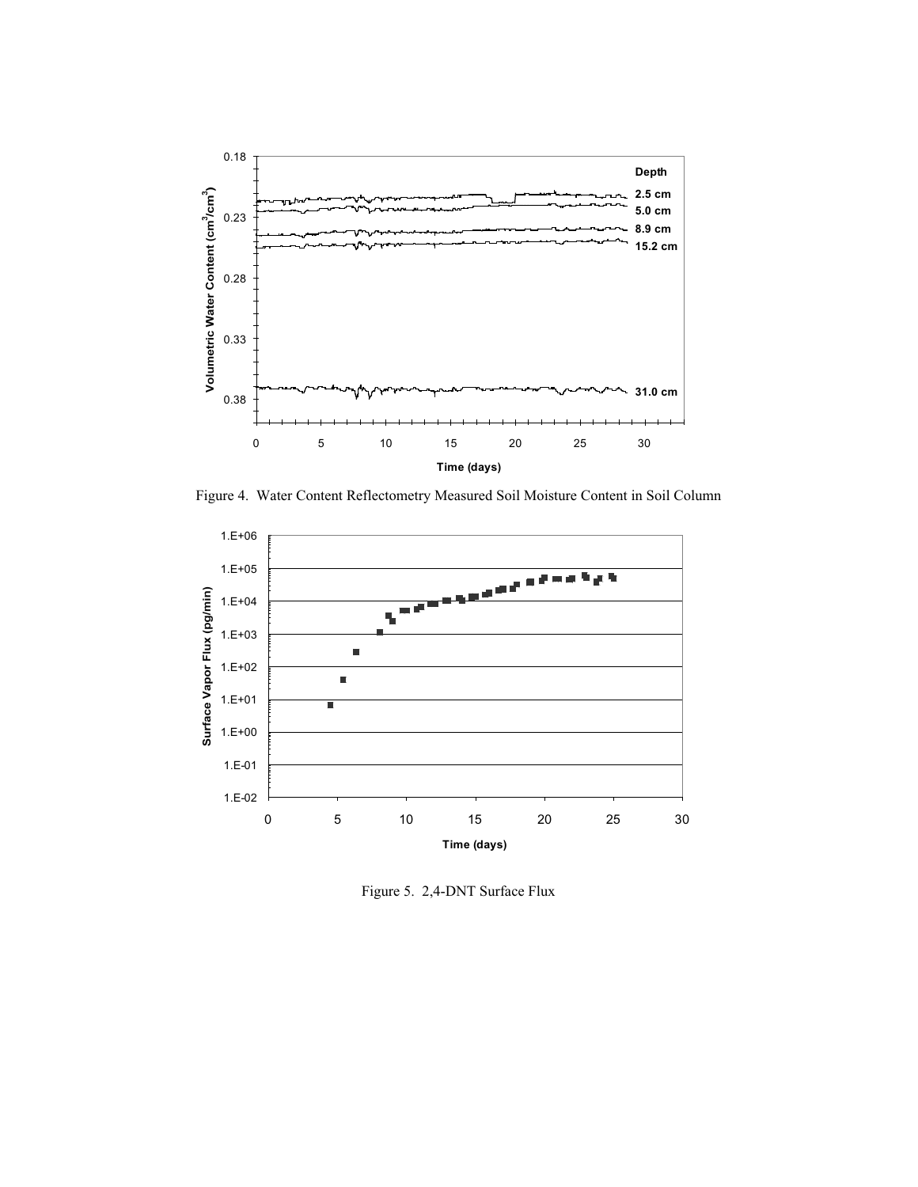Depth

2.5 cm

5.0 cm

8.9 cm

15.2 cm

31.0 cm

Volumetric Water Content ($cm^3/cm^3$)

0.18

0.23

0.28

0.33

0.38

0 5 10 15 20 25 30

Time (days)

Figure 4. Water Content Reflectometry Measured Soil Moisture Content in Soil Column

Surface Vapor Flux (pg/min)

1.E+06

1.E+05

1.E+04

1.E+03

1.E+02

1.E+01

1.E+00

1.E-01

1.E-02

0 5 10 15 20 25 30

Time (days)

Figure 5. 2,4-DNT Surface Flux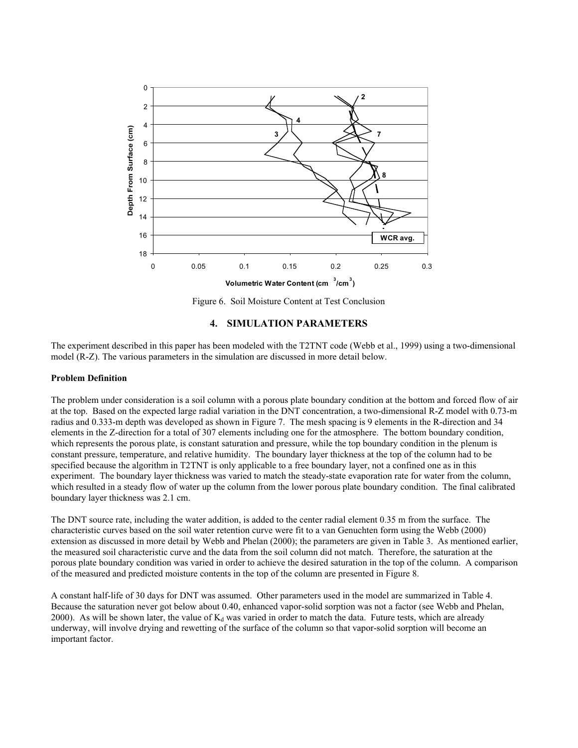0
2
4
6
8
10
12
14
16
18

Depth From Surface (cm)

0 0.05 0.1 0.15 0.2 0.25 0.3

Volumetric Water Content (cm$^3$/cm$^3$)

2
4
3
7
8
WCR avg.

Figure 6. Soil Moisture Content at Test Conclusion

## 4. SIMULATION PARAMETERS

The experiment described in this paper has been modeled with the T2TNT code (Webb et al., 1999) using a two-dimensional model (R-Z). The various parameters in the simulation are discussed in more detail below.

**Problem Definition**

The problem under consideration is a soil column with a porous plate boundary condition at the bottom and forced flow of air at the top. Based on the expected large radial variation in the DNT concentration, a two-dimensional R-Z model with 0.73-m radius and 0.333-m depth was developed as shown in Figure 7. The mesh spacing is 9 elements in the R-direction and 34 elements in the Z-direction for a total of 307 elements including one for the atmosphere. The bottom boundary condition, which represents the porous plate, is constant saturation and pressure, while the top boundary condition in the plenum is constant pressure, temperature, and relative humidity. The boundary layer thickness at the top of the column had to be specified because the algorithm in T2TNT is only applicable to a free boundary layer, not a confined one as in this experiment. The boundary layer thickness was varied to match the steady-state evaporation rate for water from the column, which resulted in a steady flow of water up the column from the lower porous plate boundary condition. The final calibrated boundary layer thickness was 2.1 cm.

The DNT source rate, including the water addition, is added to the center radial element 0.35 m from the surface. The characteristic curves based on the soil water retention curve were fit to a van Genuchten form using the Webb (2000) extension as discussed in more detail by Webb and Phelan (2000); the parameters are given in Table 3. As mentioned earlier, the measured soil characteristic curve and the data from the soil column did not match. Therefore, the saturation at the porous plate boundary condition was varied in order to achieve the desired saturation in the top of the column. A comparison of the measured and predicted moisture contents in the top of the column are presented in Figure 8.

A constant half-life of 30 days for DNT was assumed. Other parameters used in the model are summarized in Table 4. Because the saturation never got below about 0.40, enhanced vapor-solid sorption was not a factor (see Webb and Phelan, 2000). As will be shown later, the value of $K_d$ was varied in order to match the data. Future tests, which are already underway, will involve drying and rewetting of the surface of the column so that vapor-solid sorption will become an important factor.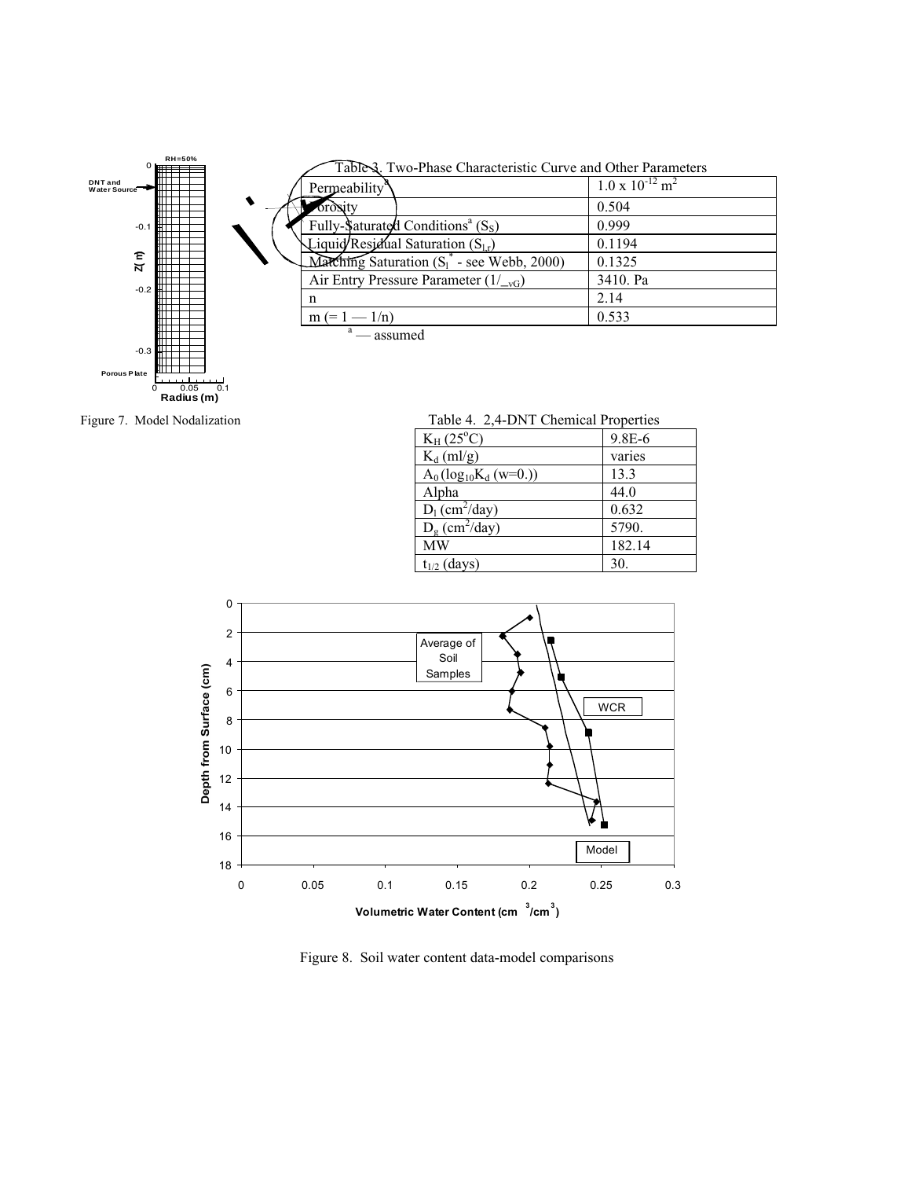Figure 7. Model Nodalization

Table 3. Two-Phase Characteristic Curve and Other Parameters

| | |
|---|---|
| Permeability[a] | $1.0 \times 10^{-12}$ m$^2$ |
| Porosity | 0.504 |
| Fully-Saturated Conditions[a] ($S_S$) | 0.999 |
| Liquid Residual Saturation ($S_{l,r}$) | 0.1194 |
| Matching Saturation ($S_l^*$ - see Webb, 2000) | 0.1325 |
| Air Entry Pressure Parameter ($1/\alpha_{vG}$) | 3410. Pa |
| n | 2.14 |
| m (= 1 — 1/n) | 0.533 |

[a] — assumed

Table 4. 2,4-DNT Chemical Properties

| | |
|---|---|
| $K_H$ (25$^o$C) | 9.8E-6 |
| $K_d$ (ml/g) | varies |
| $A_0$ ($\log_{10}K_d$ (w=0.)) | 13.3 |
| Alpha | 44.0 |
| $D_l$ (cm$^2$/day) | 0.632 |
| $D_g$ (cm$^2$/day) | 5790. |
| MW | 182.14 |
| $t_{1/2}$ (days) | 30. |

Figure 8. Soil water content data-model comparisons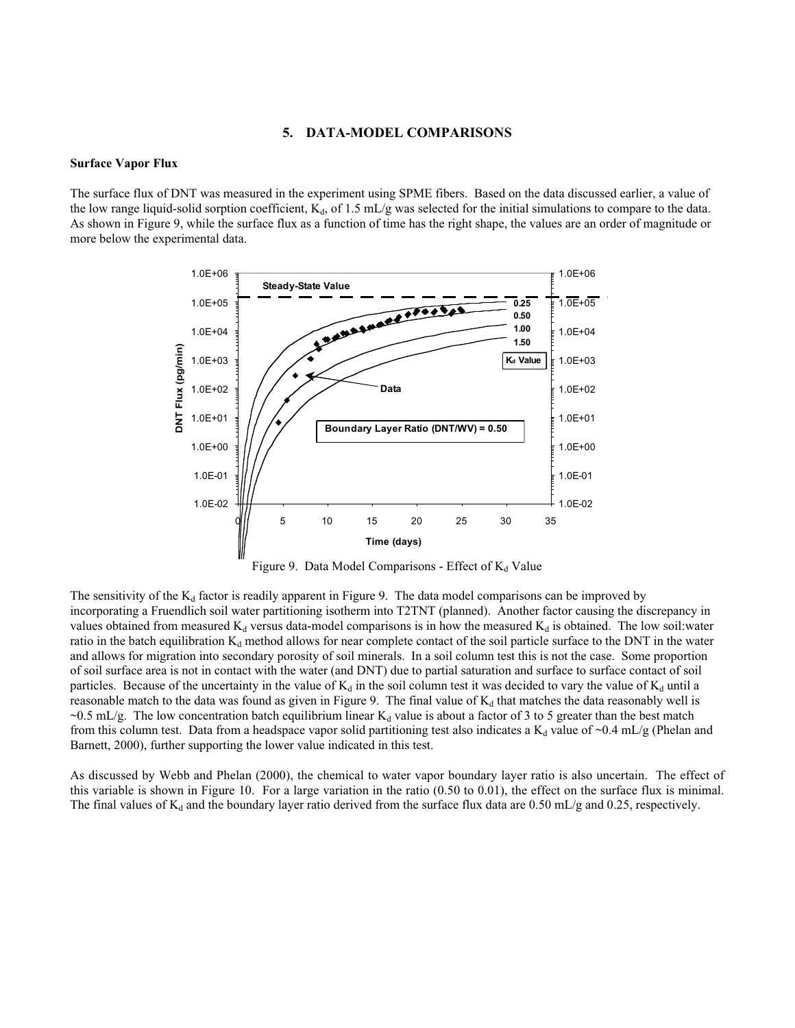## 5. DATA-MODEL COMPARISONS

**Surface Vapor Flux**

The surface flux of DNT was measured in the experiment using SPME fibers. Based on the data discussed earlier, a value of the low range liquid-solid sorption coefficient, $K_d$, of 1.5 mL/g was selected for the initial simulations to compare to the data. As shown in Figure 9, while the surface flux as a function of time has the right shape, the values are an order of magnitude or more below the experimental data.

1.0E+06
1.0E+05
1.0E+04
1.0E+03
1.0E+02
1.0E+01
1.0E+00
1.0E-01
1.0E-02

DNT Flux (pg/min)

Steady-State Value

0.25
0.50
1.00
1.50

$K_d$ Value

Data

Boundary Layer Ratio (DNT/WV) = 0.50

0 5 10 15 20 25 30 35

Time (days)

Figure 9. Data Model Comparisons - Effect of $K_d$ Value

The sensitivity of the $K_d$ factor is readily apparent in Figure 9. The data model comparisons can be improved by incorporating a Fruendlich soil water partitioning isotherm into T2TNT (planned). Another factor causing the discrepancy in values obtained from measured $K_d$ versus data-model comparisons is in how the measured $K_d$ is obtained. The low soil:water ratio in the batch equilibration $K_d$ method allows for near complete contact of the soil particle surface to the DNT in the water and allows for migration into secondary porosity of soil minerals. In a soil column test this is not the case. Some proportion of soil surface area is not in contact with the water (and DNT) due to partial saturation and surface to surface contact of soil particles. Because of the uncertainty in the value of $K_d$ in the soil column test it was decided to vary the value of $K_d$ until a reasonable match to the data was found as given in Figure 9. The final value of $K_d$ that matches the data reasonably well is ~0.5 mL/g. The low concentration batch equilibrium linear $K_d$ value is about a factor of 3 to 5 greater than the best match from this column test. Data from a headspace vapor solid partitioning test also indicates a $K_d$ value of ~0.4 mL/g (Phelan and Barnett, 2000), further supporting the lower value indicated in this test.

As discussed by Webb and Phelan (2000), the chemical to water vapor boundary layer ratio is also uncertain. The effect of this variable is shown in Figure 10. For a large variation in the ratio (0.50 to 0.01), the effect on the surface flux is minimal. The final values of $K_d$ and the boundary layer ratio derived from the surface flux data are 0.50 mL/g and 0.25, respectively.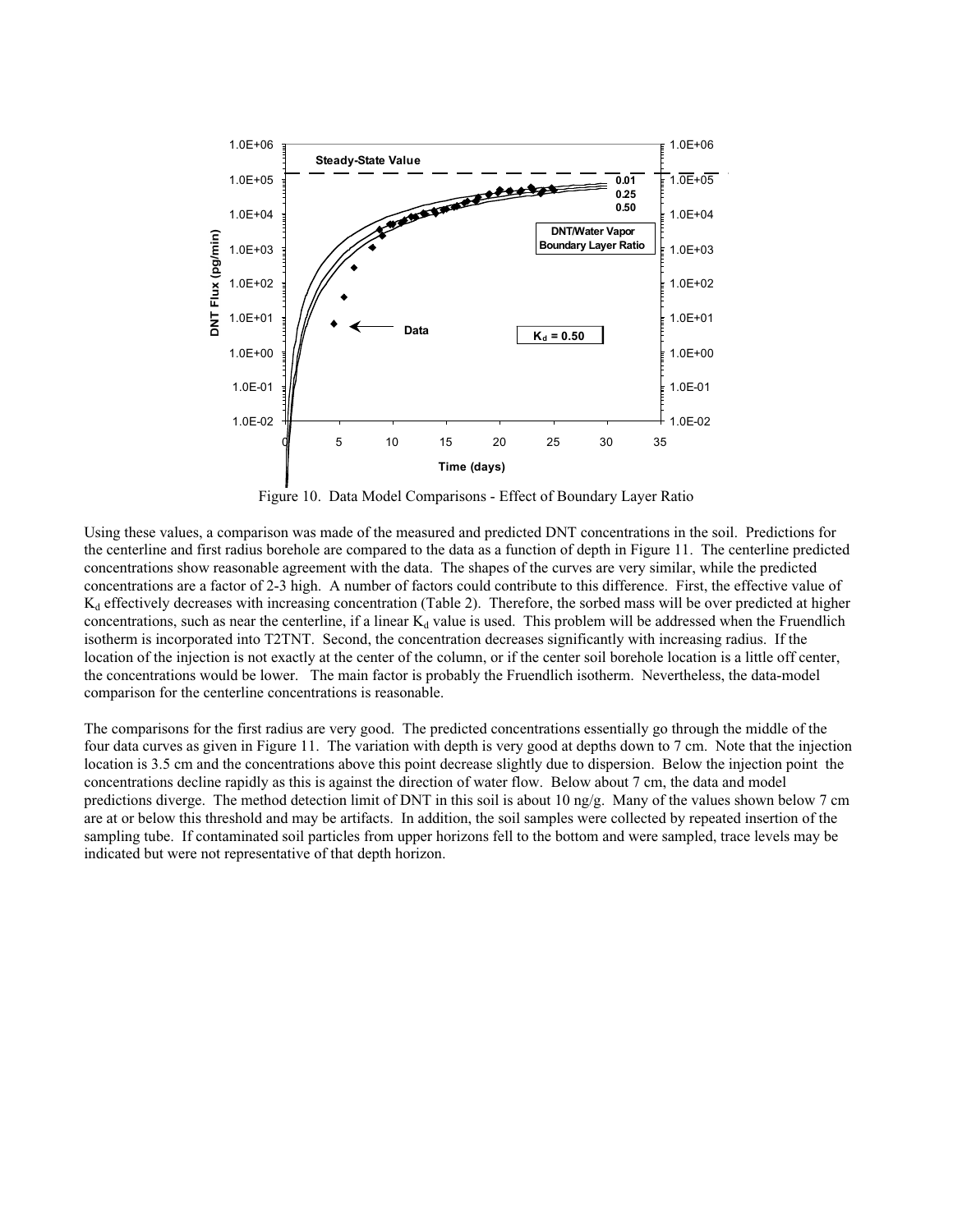1.0E+06
1.0E+05
1.0E+04
1.0E+03
1.0E+02
1.0E+01
1.0E+00
1.0E-01
1.0E-02

Steady-State Value

0.01
0.25
0.50

DNT/Water Vapor Boundary Layer Ratio

Data

$K_d$ = 0.50

DNT Flux (pg/min)

0 5 10 15 20 25 30 35

Time (days)

Figure 10. Data Model Comparisons - Effect of Boundary Layer Ratio

Using these values, a comparison was made of the measured and predicted DNT concentrations in the soil. Predictions for the centerline and first radius borehole are compared to the data as a function of depth in Figure 11. The centerline predicted concentrations show reasonable agreement with the data. The shapes of the curves are very similar, while the predicted concentrations are a factor of 2-3 high. A number of factors could contribute to this difference. First, the effective value of $K_d$ effectively decreases with increasing concentration (Table 2). Therefore, the sorbed mass will be over predicted at higher concentrations, such as near the centerline, if a linear $K_d$ value is used. This problem will be addressed when the Fruendlich isotherm is incorporated into T2TNT. Second, the concentration decreases significantly with increasing radius. If the location of the injection is not exactly at the center of the column, or if the center soil borehole location is a little off center, the concentrations would be lower. The main factor is probably the Fruendlich isotherm. Nevertheless, the data-model comparison for the centerline concentrations is reasonable.

The comparisons for the first radius are very good. The predicted concentrations essentially go through the middle of the four data curves as given in Figure 11. The variation with depth is very good at depths down to 7 cm. Note that the injection location is 3.5 cm and the concentrations above this point decrease slightly due to dispersion. Below the injection point the concentrations decline rapidly as this is against the direction of water flow. Below about 7 cm, the data and model predictions diverge. The method detection limit of DNT in this soil is about 10 ng/g. Many of the values shown below 7 cm are at or below this threshold and may be artifacts. In addition, the soil samples were collected by repeated insertion of the sampling tube. If contaminated soil particles from upper horizons fell to the bottom and were sampled, trace levels may be indicated but were not representative of that depth horizon.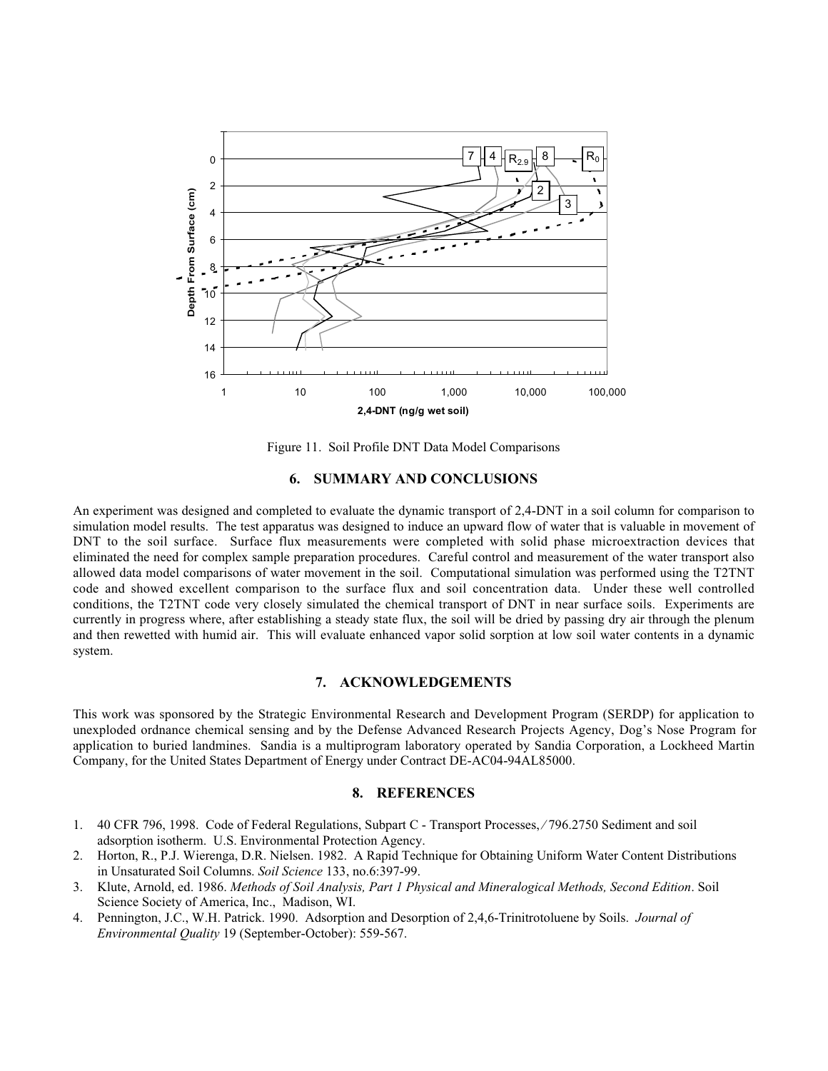Depth From Surface (cm)

0
2
4
6
8
10
12
14
16

1
10
100
1,000
10,000
100,000

2,4-DNT (ng/g wet soil)

7
4
$R_{2.9}$
8
$R_0$
2
3

Figure 11. Soil Profile DNT Data Model Comparisons

## 6. SUMMARY AND CONCLUSIONS

An experiment was designed and completed to evaluate the dynamic transport of 2,4-DNT in a soil column for comparison to simulation model results. The test apparatus was designed to induce an upward flow of water that is valuable in movement of DNT to the soil surface. Surface flux measurements were completed with solid phase microextraction devices that eliminated the need for complex sample preparation procedures. Careful control and measurement of the water transport also allowed data model comparisons of water movement in the soil. Computational simulation was performed using the T2TNT code and showed excellent comparison to the surface flux and soil concentration data. Under these well controlled conditions, the T2TNT code very closely simulated the chemical transport of DNT in near surface soils. Experiments are currently in progress where, after establishing a steady state flux, the soil will be dried by passing dry air through the plenum and then rewetted with humid air. This will evaluate enhanced vapor solid sorption at low soil water contents in a dynamic system.

## 7. ACKNOWLEDGEMENTS

This work was sponsored by the Strategic Environmental Research and Development Program (SERDP) for application to unexploded ordnance chemical sensing and by the Defense Advanced Research Projects Agency, Dog's Nose Program for application to buried landmines. Sandia is a multiprogram laboratory operated by Sandia Corporation, a Lockheed Martin Company, for the United States Department of Energy under Contract DE-AC04-94AL85000.

## 8. REFERENCES

1. 40 CFR 796, 1998. Code of Federal Regulations, Subpart C - Transport Processes, ⁄ 796.2750 Sediment and soil adsorption isotherm. U.S. Environmental Protection Agency.
2. Horton, R., P.J. Wierenga, D.R. Nielsen. 1982. A Rapid Technique for Obtaining Uniform Water Content Distributions in Unsaturated Soil Columns. *Soil Science* 133, no.6:397-99.
3. Klute, Arnold, ed. 1986. *Methods of Soil Analysis, Part 1 Physical and Mineralogical Methods, Second Edition*. Soil Science Society of America, Inc., Madison, WI.
4. Pennington, J.C., W.H. Patrick. 1990. Adsorption and Desorption of 2,4,6-Trinitrotoluene by Soils. *Journal of Environmental Quality* 19 (September-October): 559-567.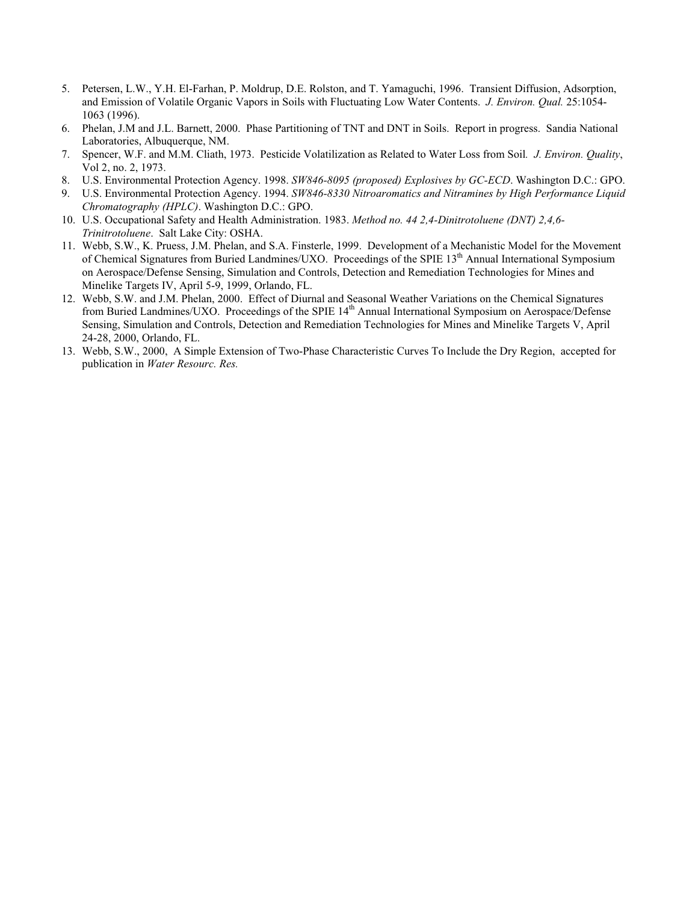5. Petersen, L.W., Y.H. El-Farhan, P. Moldrup, D.E. Rolston, and T. Yamaguchi, 1996. Transient Diffusion, Adsorption, and Emission of Volatile Organic Vapors in Soils with Fluctuating Low Water Contents. *J. Environ. Qual.* 25:1054-1063 (1996).
6. Phelan, J.M and J.L. Barnett, 2000. Phase Partitioning of TNT and DNT in Soils. Report in progress. Sandia National Laboratories, Albuquerque, NM.
7. Spencer, W.F. and M.M. Cliath, 1973. Pesticide Volatilization as Related to Water Loss from Soil. *J. Environ. Quality*, Vol 2, no. 2, 1973.
8. U.S. Environmental Protection Agency. 1998. *SW846-8095 (proposed) Explosives by GC-ECD*. Washington D.C.: GPO.
9. U.S. Environmental Protection Agency. 1994. *SW846-8330 Nitroaromatics and Nitramines by High Performance Liquid Chromatography (HPLC)*. Washington D.C.: GPO.
10. U.S. Occupational Safety and Health Administration. 1983. *Method no. 44 2,4-Dinitrotoluene (DNT) 2,4,6-Trinitrotoluene*. Salt Lake City: OSHA.
11. Webb, S.W., K. Pruess, J.M. Phelan, and S.A. Finsterle, 1999. Development of a Mechanistic Model for the Movement of Chemical Signatures from Buried Landmines/UXO. Proceedings of the SPIE 13th Annual International Symposium on Aerospace/Defense Sensing, Simulation and Controls, Detection and Remediation Technologies for Mines and Minelike Targets IV, April 5-9, 1999, Orlando, FL.
12. Webb, S.W. and J.M. Phelan, 2000. Effect of Diurnal and Seasonal Weather Variations on the Chemical Signatures from Buried Landmines/UXO. Proceedings of the SPIE 14th Annual International Symposium on Aerospace/Defense Sensing, Simulation and Controls, Detection and Remediation Technologies for Mines and Minelike Targets V, April 24-28, 2000, Orlando, FL.
13. Webb, S.W., 2000, A Simple Extension of Two-Phase Characteristic Curves To Include the Dry Region, accepted for publication in *Water Resourc. Res.*